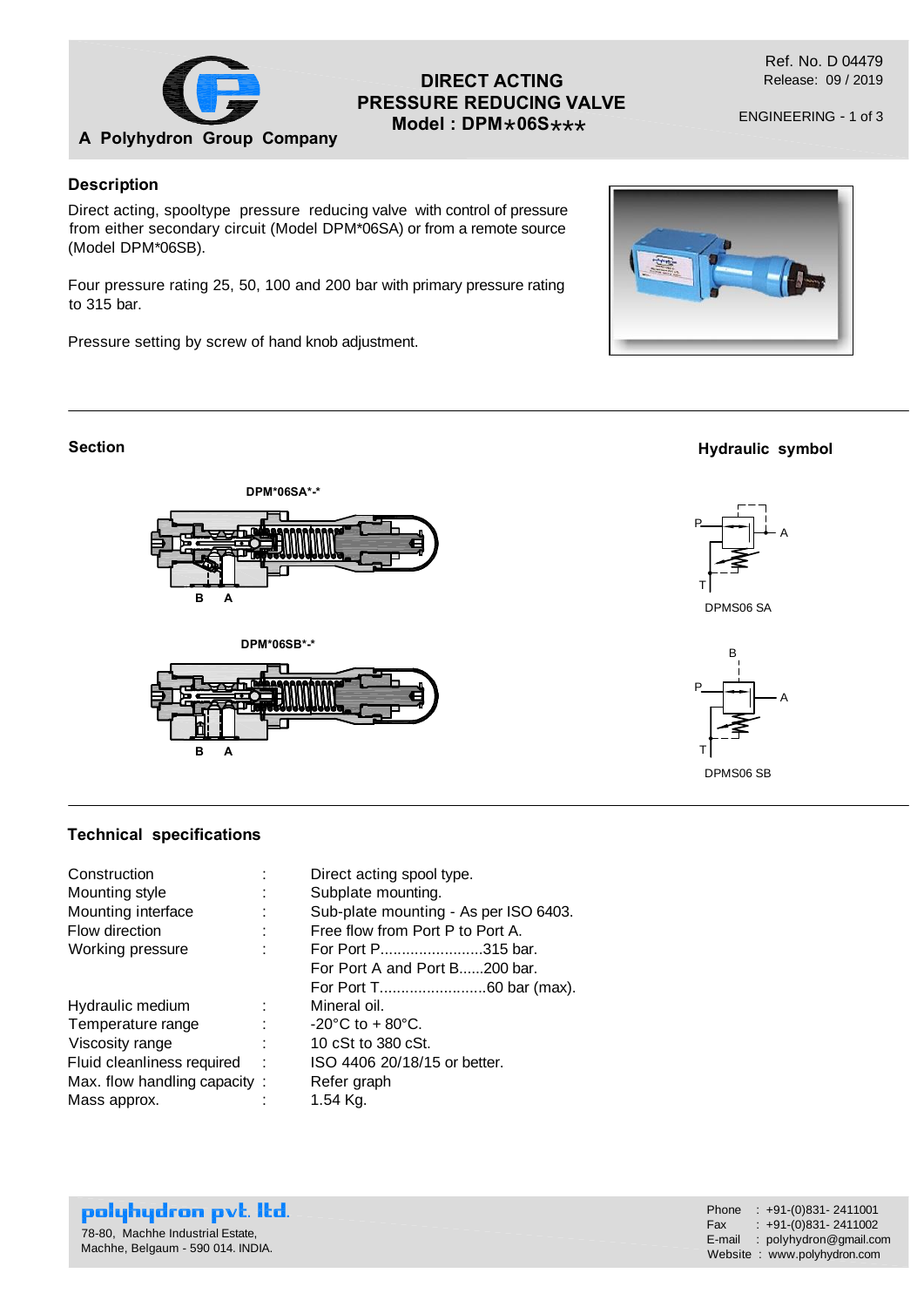# DIRECT ACTING PRESSURE REDUCING VALVE

## Model : DPM*06S***

A Polyhydron Group Company

Ref. No. D 04479
Release: 09 / 2019

ENGINEERING - 1 of 3

### Description

Direct acting, spooltype pressure reducing valve with control of pressure from either secondary circuit (Model DPM*06SA) or from a remote source (Model DPM*06SB).

Four pressure rating 25, 50, 100 and 200 bar with primary pressure rating to 315 bar.

Pressure setting by screw of hand knob adjustment.

### Section

DPM*06SA*-*

B A

DPM*06SB*-*

B A

### Hydraulic symbol

P A T

DPMS06 SA

B P A T

DPMS06 SB

### Technical specifications

| | | |
|---|---|---|
| Construction | : | Direct acting spool type. |
| Mounting style | : | Subplate mounting. |
| Mounting interface | : | Sub-plate mounting - As per ISO 6403. |
| Flow direction | : | Free flow from Port P to Port A. |
| Working pressure | : | For Port P........................315 bar. |
| | | For Port A and Port B......200 bar. |
| | | For Port T.........................60 bar (max). |
| Hydraulic medium | : | Mineral oil. |
| Temperature range | : | -20°C to + 80°C. |
| Viscosity range | : | 10 cSt to 380 cSt. |
| Fluid cleanliness required | : | ISO 4406 20/18/15 or better. |
| Max. flow handling capacity | : | Refer graph |
| Mass approx. | : | 1.54 Kg. |

**polyhydron pvt. ltd.**
78-80, Machhe Industrial Estate,
Machhe, Belgaum - 590 014. INDIA.

Phone : +91-(0)831- 2411001
Fax : +91-(0)831- 2411002
E-mail : polyhydron@gmail.com
Website : www.polyhydron.com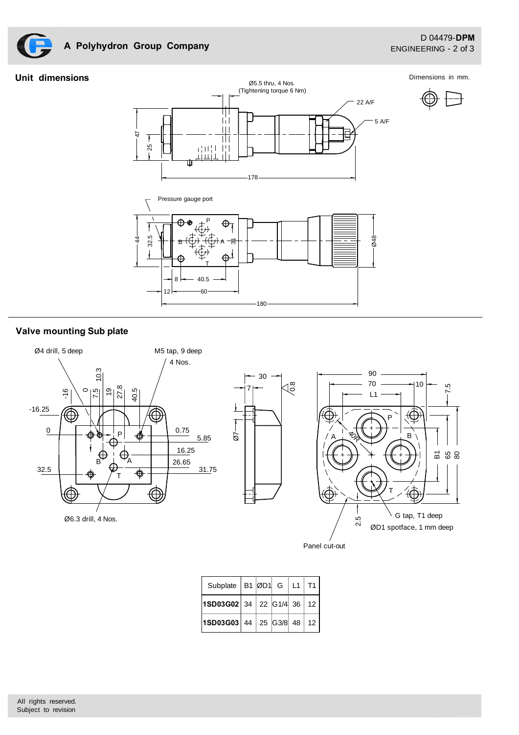## Unit dimensions

Dimensions in mm.

Ø5.5 thru, 4 Nos.
(Tightening torque 6 Nm)

22 A/F

5 A/F

47

25

178

Pressure gauge port

P

B

A

T

44

32.5

31

Ø48

8

40.5

12

60

180

## Valve mounting Sub plate

Ø4 drill, 5 deep

M5 tap, 9 deep
4 Nos.

Ø6.3 drill, 4 Nos.

30

7

0.8

Ø7

90

70

10

L1

7.5

B1

65

80

40R

2.5

G tap, T1 deep

ØD1 spotface, 1 mm deep

Panel cut-out

| Subplate | B1 | ØD1 | G | L1 | T1 |
|---|---|---|---|---|---|
| **1SD03G02** | 34 | 22 | G1/4 | 36 | 12 |
| **1SD03G03** | 44 | 25 | G3/8 | 48 | 12 |

All rights reserved.
Subject to revision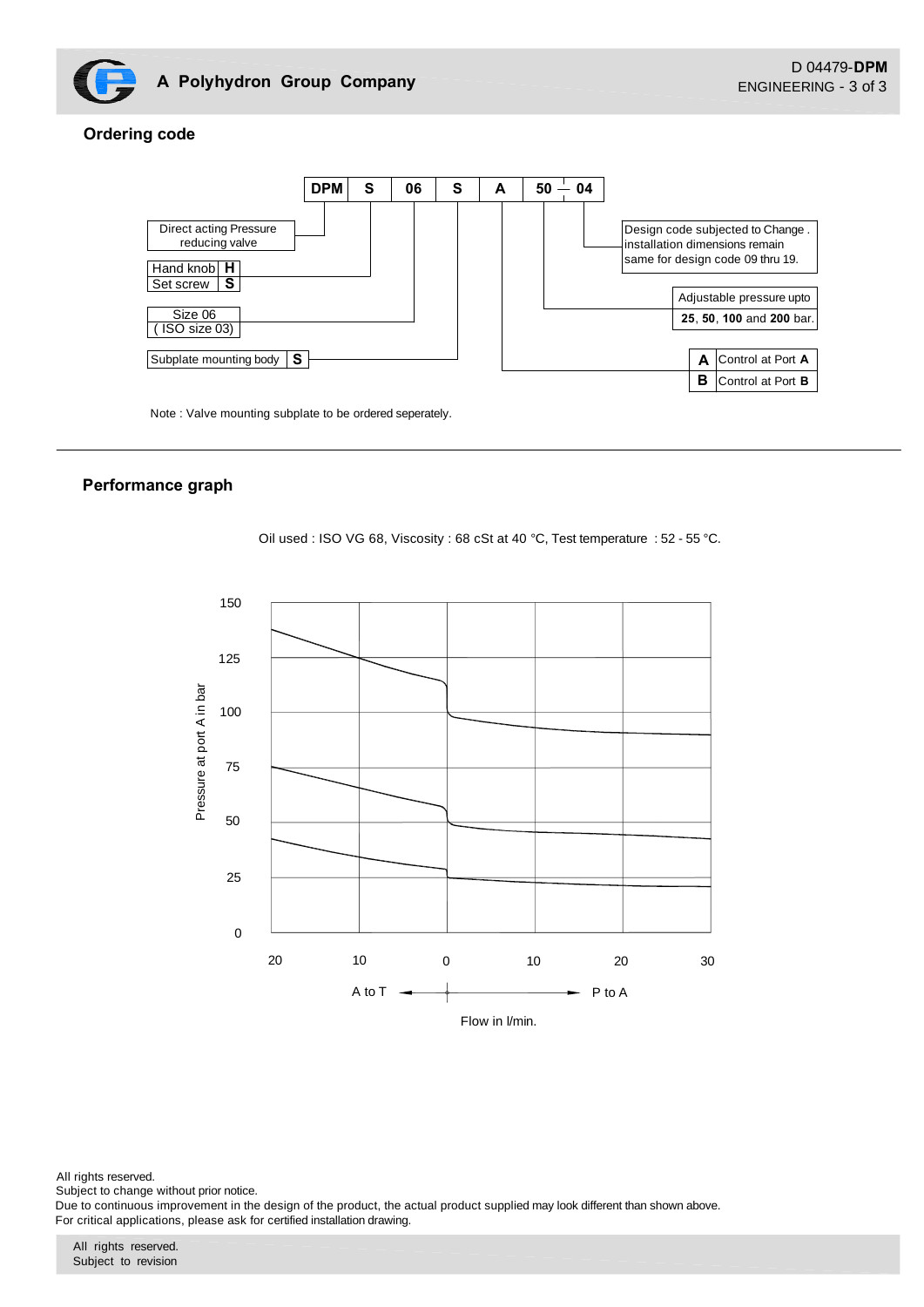## Ordering code

DPM | S | 06 | S | A | 50 — 04

Direct acting Pressure reducing valve

Hand knob **H**
Set screw **S**

Size 06
( ISO size 03)

Subplate mounting body **S**

Design code subjected to Change . installation dimensions remain same for design code 09 thru 19.

Adjustable pressure upto
**25**, **50**, **100** and **200** bar.

**A** Control at Port **A**
**B** Control at Port **B**

Note : Valve mounting subplate to be ordered seperately.

## Performance graph

Oil used : ISO VG 68, Viscosity : 68 cSt at 40 °C, Test temperature : 52 - 55 °C.

Pressure at port A in bar

150
125
100
75
50
25
0

20 10 0 10 20 30

A to T P to A

Flow in l/min.

All rights reserved.
Subject to change without prior notice.
Due to continuous improvement in the design of the product, the actual product supplied may look different than shown above.
For critical applications, please ask for certified installation drawing.